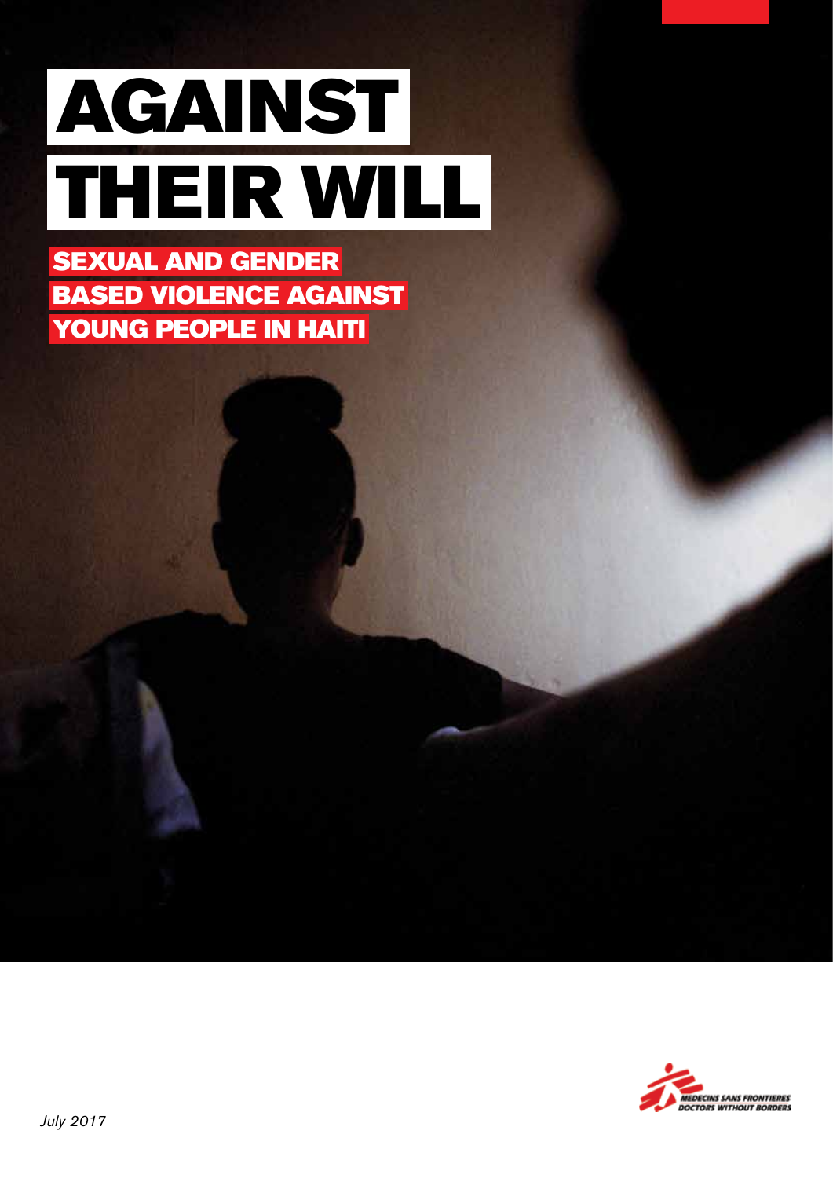# AGAINST THEIR WILL

## SEXUAL AND GENDER BASED VIOLENCE AGAINST YOUNG PEOPLE IN HAITI

MEDECINS SANS FRONTIERES
DOCTORS WITHOUT BORDERS

*July 2017*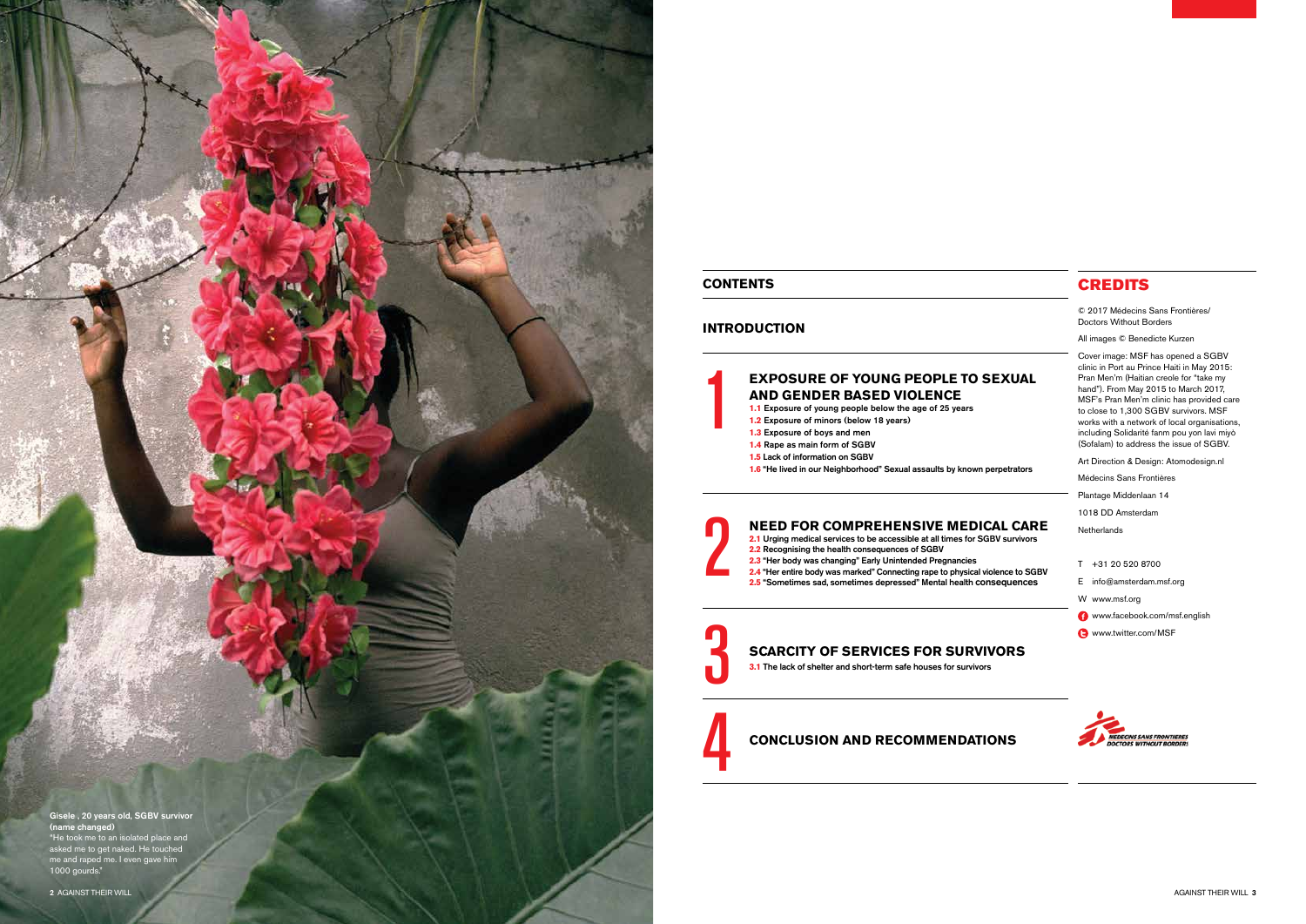Gisele , 20 years old, SGBV survivor (name changed)

"He took me to an isolated place and asked me to get naked. He touched me and raped me. I even gave him 1000 gourds."

## CONTENTS

### INTRODUCTION

### 1 EXPOSURE OF YOUNG PEOPLE TO SEXUAL AND GENDER BASED VIOLENCE

- **1.1** Exposure of young people below the age of 25 years
- **1.2** Exposure of minors (below 18 years)
- **1.3** Exposure of boys and men
- **1.4** Rape as main form of SGBV
- **1.5** Lack of information on SGBV
- **1.6** "He lived in our Neighborhood" Sexual assaults by known perpetrators

### 2 NEED FOR COMPREHENSIVE MEDICAL CARE

- **2.1** Urging medical services to be accessible at all times for SGBV survivors
- **2.2** Recognising the health consequences of SGBV
- **2.3** "Her body was changing" Early Unintended Pregnancies
- **2.4** "Her entire body was marked" Connecting rape to physical violence to SGBV
- **2.5** "Sometimes sad, sometimes depressed" Mental health consequences

### 3 SCARCITY OF SERVICES FOR SURVIVORS

- **3.1** The lack of shelter and short-term safe houses for survivors

### 4 CONCLUSION AND RECOMMENDATIONS

## CREDITS

© 2017 Médecins Sans Frontières/ Doctors Without Borders

All images © Benedicte Kurzen

Cover image: MSF has opened a SGBV clinic in Port au Prince Haiti in May 2015: Pran Men'm (Haitian creole for "take my hand"). From May 2015 to March 2017, MSF's Pran Men'm clinic has provided care to close to 1,300 SGBV survivors. MSF works with a network of local organisations, including Solidarité fanm pou yon lavi miyò (Sofalam) to address the issue of SGBV.

Art Direction & Design: Atomodesign.nl

Médecins Sans Frontières

Plantage Middenlaan 14

1018 DD Amsterdam

Netherlands

T +31 20 520 8700

E info@amsterdam.msf.org

W www.msf.org

www.facebook.com/msf.english

www.twitter.com/MSF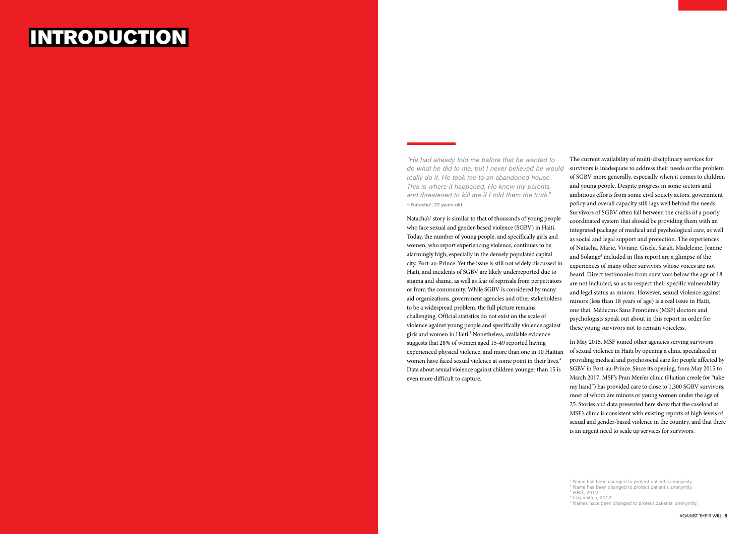# INTRODUCTION

*"He had already told me before that he wanted to do what he did to me, but I never believed he would really do it. He took me to an abandoned house. This is where it happened. He knew my parents, and threatened to kill me if I told them the truth."*
**– Natacha[1], 22 years old**

Natacha's[2] story is similar to that of thousands of young people who face sexual and gender-based violence (SGBV) in Haiti. Today, the number of young people, and specifically girls and women, who report experiencing violence, continues to be alarmingly high, especially in the densely populated capital city, Port-au-Prince. Yet the issue is still not widely discussed in Haiti, and incidents of SGBV are likely underreported due to stigma and shame, as well as fear of reprisals from perpetrators or from the community. While SGBV is considered by many aid organizations, government agencies and other stakeholders to be a widespread problem, the full picture remains challenging. Official statistics do not exist on the scale of violence against young people and specifically violence against girls and women in Haiti.[3] Nonetheless, available evidence suggests that 28% of women aged 15-49 reported having experienced physical violence, and more than one in 10 Haitian women have faced sexual violence at some point in their lives.[4] Data about sexual violence against children younger than 15 is even more difficult to capture.

The current availability of multi-disciplinary services for survivors is inadequate to address their needs or the problem of SGBV more generally, especially when it comes to children and young people. Despite progress in some sectors and ambitious efforts from some civil society actors, government policy and overall capacity still lags well behind the needs. Survivors of SGBV often fall between the cracks of a poorly coordinated system that should be providing them with an integrated package of medical and psychological care, as well as social and legal support and protection. The experiences of Natacha, Marie, Viviane, Gisele, Sarah, Madeleine, Jeanne and Solange[5] included in this report are a glimpse of the experiences of many other survivors whose voices are not heard. Direct testimonies from survivors below the age of 18 are not included, so as to respect their specific vulnerability and legal status as minors. However, sexual violence against minors (less than 18 years of age) is a real issue in Haiti, one that Médecins Sans Frontières (MSF) doctors and psychologists speak out about in this report in order for these young survivors not to remain voiceless.

In May 2015, MSF joined other agencies serving survivors of sexual violence in Haiti by opening a clinic specialized in providing medical and psychosocial care for people affected by SGBV in Port-au-Prince. Since its opening, from May 2015 to March 2017, MSF's Pran Men'm clinic (Haitian creole for "take my hand") has provided care to close to 1,300 SGBV survivors, most of whom are minors or young women under the age of 25. Stories and data presented here show that the caseload at MSF's clinic is consistent with existing reports of high levels of sexual and gender-based violence in the country, and that there is an urgent need to scale up services for survivors.

[1] Name has been changed to protect patient's anonymity.
[2] Name has been changed to protect patient's anonymity.
[3] HRS, 2012
[4] Cayemittes, 2012
[5] Names have been changed to protect patients' anonymity.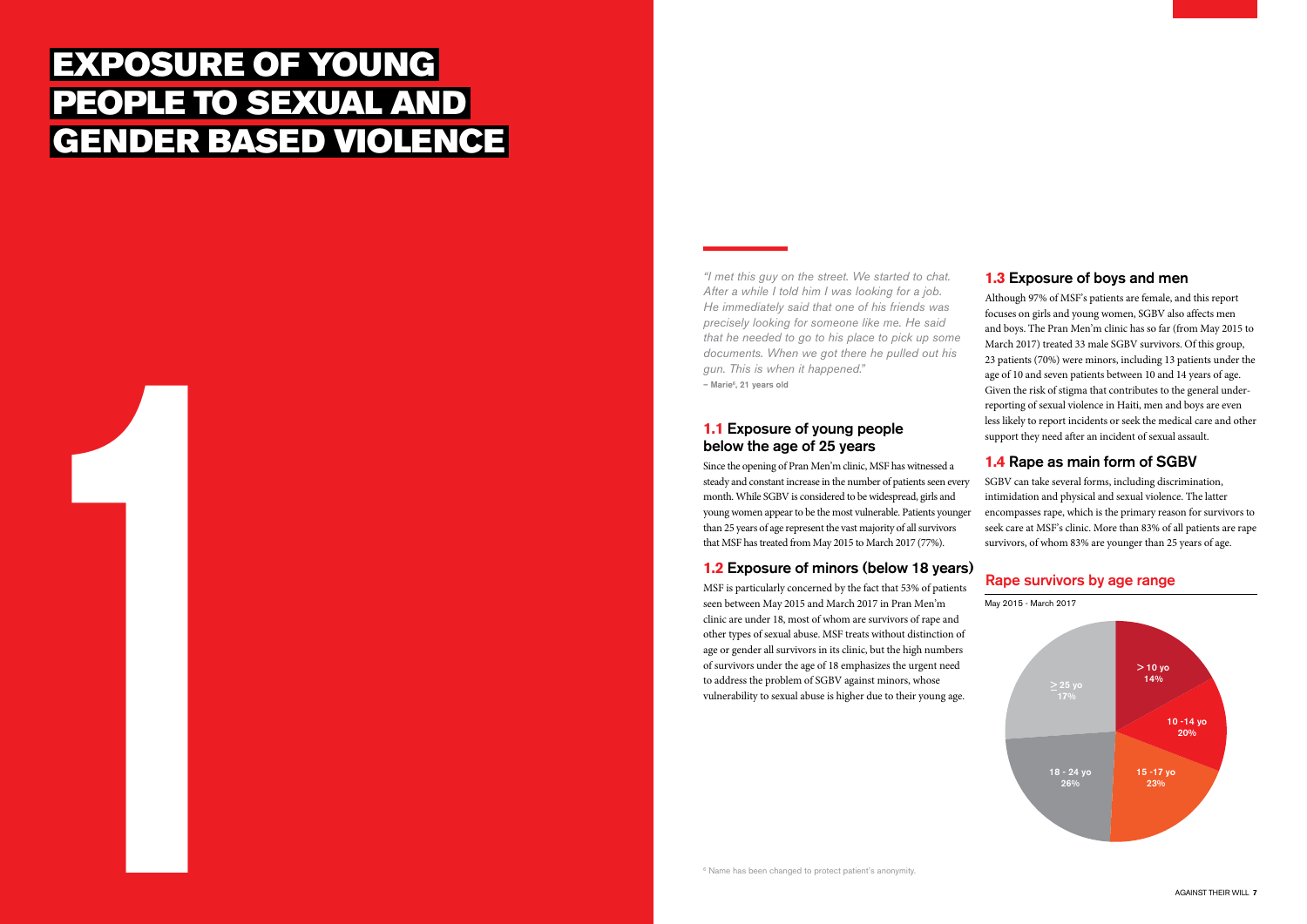# EXPOSURE OF YOUNG PEOPLE TO SEXUAL AND GENDER BASED VIOLENCE

1

*"I met this guy on the street. We started to chat. After a while I told him I was looking for a job. He immediately said that one of his friends was precisely looking for someone like me. He said that he needed to go to his place to pick up some documents. When we got there he pulled out his gun. This is when it happened."*
– Marie[6], 21 years old

## 1.1 Exposure of young people below the age of 25 years

Since the opening of Pran Men'm clinic, MSF has witnessed a steady and constant increase in the number of patients seen every month. While SGBV is considered to be widespread, girls and young women appear to be the most vulnerable. Patients younger than 25 years of age represent the vast majority of all survivors that MSF has treated from May 2015 to March 2017 (77%).

## 1.2 Exposure of minors (below 18 years)

MSF is particularly concerned by the fact that 53% of patients seen between May 2015 and March 2017 in Pran Men'm clinic are under 18, most of whom are survivors of rape and other types of sexual abuse. MSF treats without distinction of age or gender all survivors in its clinic, but the high numbers of survivors under the age of 18 emphasizes the urgent need to address the problem of SGBV against minors, whose vulnerability to sexual abuse is higher due to their young age.

## 1.3 Exposure of boys and men

Although 97% of MSF's patients are female, and this report focuses on girls and young women, SGBV also affects men and boys. The Pran Men'm clinic has so far (from May 2015 to March 2017) treated 33 male SGBV survivors. Of this group, 23 patients (70%) were minors, including 13 patients under the age of 10 and seven patients between 10 and 14 years of age. Given the risk of stigma that contributes to the general under-reporting of sexual violence in Haiti, men and boys are even less likely to report incidents or seek the medical care and other support they need after an incident of sexual assault.

## 1.4 Rape as main form of SGBV

SGBV can take several forms, including discrimination, intimidation and physical and sexual violence. The latter encompasses rape, which is the primary reason for survivors to seek care at MSF's clinic. More than 83% of all patients are rape survivors, of whom 83% are younger than 25 years of age.

### Rape survivors by age range

May 2015 - March 2017

| Age range | Percentage |
|---|---|
| > 10 yo | 14% |
| 10 -14 yo | 20% |
| 15 -17 yo | 23% |
| 18 - 24 yo | 26% |
| ≥ 25 yo | 17% |

[6] Name has been changed to protect patient's anonymity.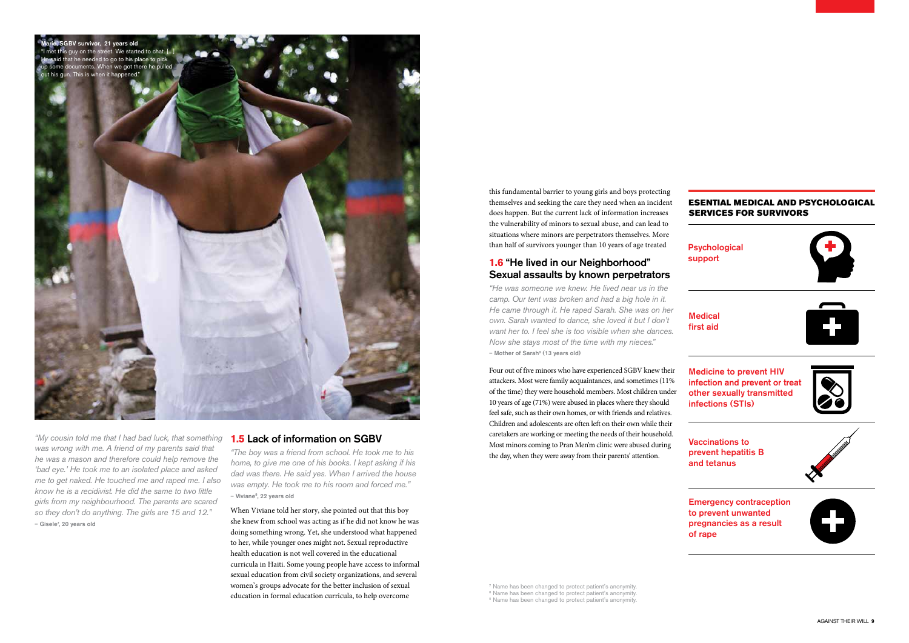**Marie, SGBV survivor, 21 years old**
"I met this guy on the street. We started to chat. [...] He said that he needed to go to his place to pick up some documents. When we got there he pulled out his gun. This is when it happened."

*"My cousin told me that I had bad luck, that something was wrong with me. A friend of my parents said that he was a mason and therefore could help remove the 'bad eye.' He took me to an isolated place and asked me to get naked. He touched me and raped me. I also know he is a recidivist. He did the same to two little girls from my neighbourhood. The parents are scared so they don't do anything. The girls are 15 and 12."*
**– Gisele[7], 20 years old**

## 1.5 Lack of information on SGBV

*"The boy was a friend from school. He took me to his home, to give me one of his books. I kept asking if his dad was there. He said yes. When I arrived the house was empty. He took me to his room and forced me."*
**– Viviane[8], 22 years old**

When Viviane told her story, she pointed out that this boy she knew from school was acting as if he did not know he was doing something wrong. Yet, she understood what happened to her, while younger ones might not. Sexual reproductive health education is not well covered in the educational curricula in Haiti. Some young people have access to informal sexual education from civil society organizations, and several women's groups advocate for the better inclusion of sexual education in formal education curricula, to help overcome this fundamental barrier to young girls and boys protecting themselves and seeking the care they need when an incident does happen. But the current lack of information increases the vulnerability of minors to sexual abuse, and can lead to situations where minors are perpetrators themselves. More than half of survivors younger than 10 years of age treated

## 1.6 "He lived in our Neighborhood" Sexual assaults by known perpetrators

*"He was someone we knew. He lived near us in the camp. Our tent was broken and had a big hole in it. He came through it. He raped Sarah. She was on her own. Sarah wanted to dance, she loved it but I don't want her to. I feel she is too visible when she dances. Now she stays most of the time with my nieces."*
**– Mother of Sarah[9] (13 years old)**

Four out of five minors who have experienced SGBV knew their attackers. Most were family acquaintances, and sometimes (11% of the time) they were household members. Most children under 10 years of age (71%) were abused in places where they should feel safe, such as their own homes, or with friends and relatives. Children and adolescents are often left on their own while their caretakers are working or meeting the needs of their household. Most minors coming to Pran Men'm clinic were abused during the day, when they were away from their parents' attention.

### ESENTIAL MEDICAL AND PSYCHOLOGICAL SERVICES FOR SURVIVORS

- **Psychological support**
- **Medical first aid**
- **Medicine to prevent HIV infection and prevent or treat other sexually transmitted infections (STIs)**
- **Vaccinations to prevent hepatitis B and tetanus**
- **Emergency contraception to prevent unwanted pregnancies as a result of rape**

[7] Name has been changed to protect patient's anonymity.
[8] Name has been changed to protect patient's anonymity.
[9] Name has been changed to protect patient's anonymity.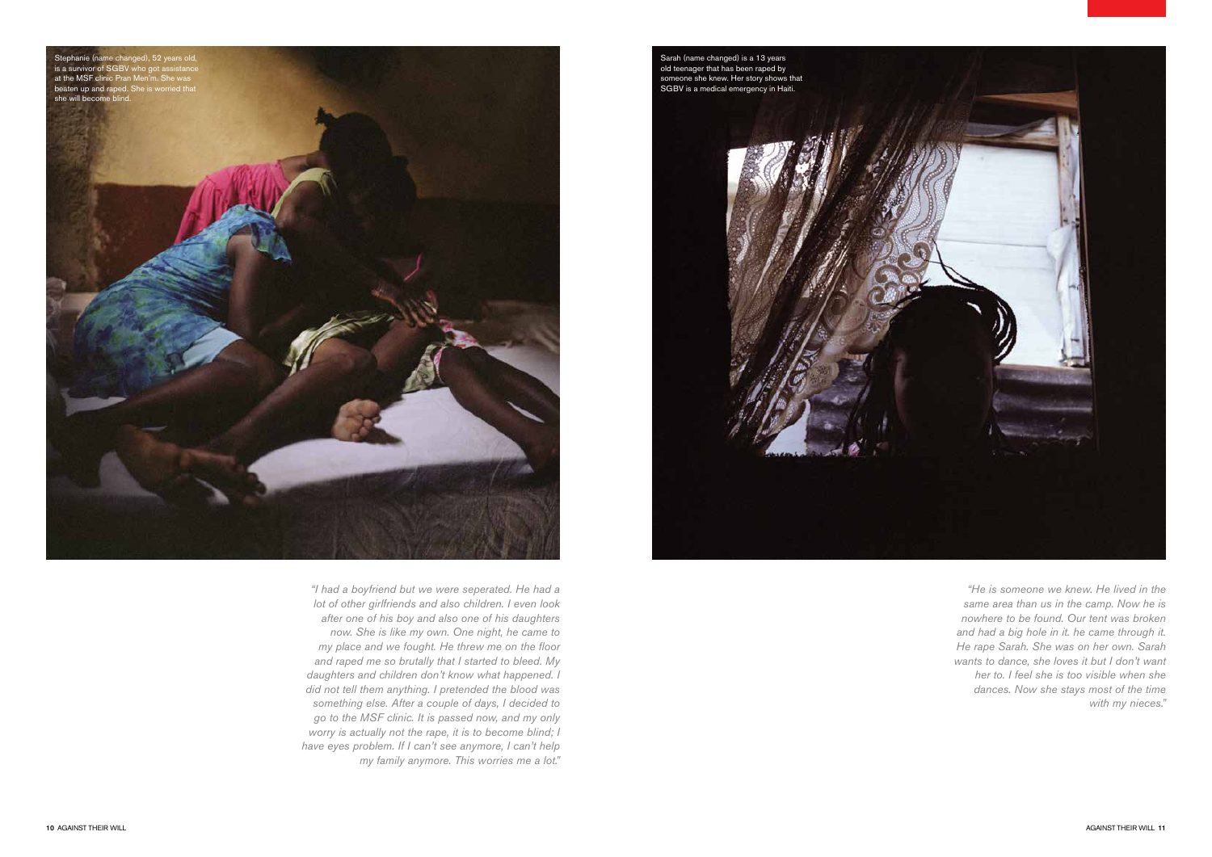Stephanie (name changed), 52 years old, is a survivor of SGBV who got assistance at the MSF clinic Pran Men'm. She was beaten up and raped. She is worried that she will become blind.

*"I had a boyfriend but we were seperated. He had a lot of other girlfriends and also children. I even look after one of his boy and also one of his daughters now. She is like my own. One night, he came to my place and we fought. He threw me on the floor and raped me so brutally that I started to bleed. My daughters and children don't know what happened. I did not tell them anything. I pretended the blood was something else. After a couple of days, I decided to go to the MSF clinic. It is passed now, and my only worry is actually not the rape, it is to become blind; I have eyes problem. If I can't see anymore, I can't help my family anymore. This worries me a lot."*

Sarah (name changed) is a 13 years old teenager that has been raped by someone she knew. Her story shows that SGBV is a medical emergency in Haiti.

*"He is someone we knew. He lived in the same area than us in the camp. Now he is nowhere to be found. Our tent was broken and had a big hole in it. he came through it. He rape Sarah. She was on her own. Sarah wants to dance, she loves it but I don't want her to. I feel she is too visible when she dances. Now she stays most of the time with my nieces."*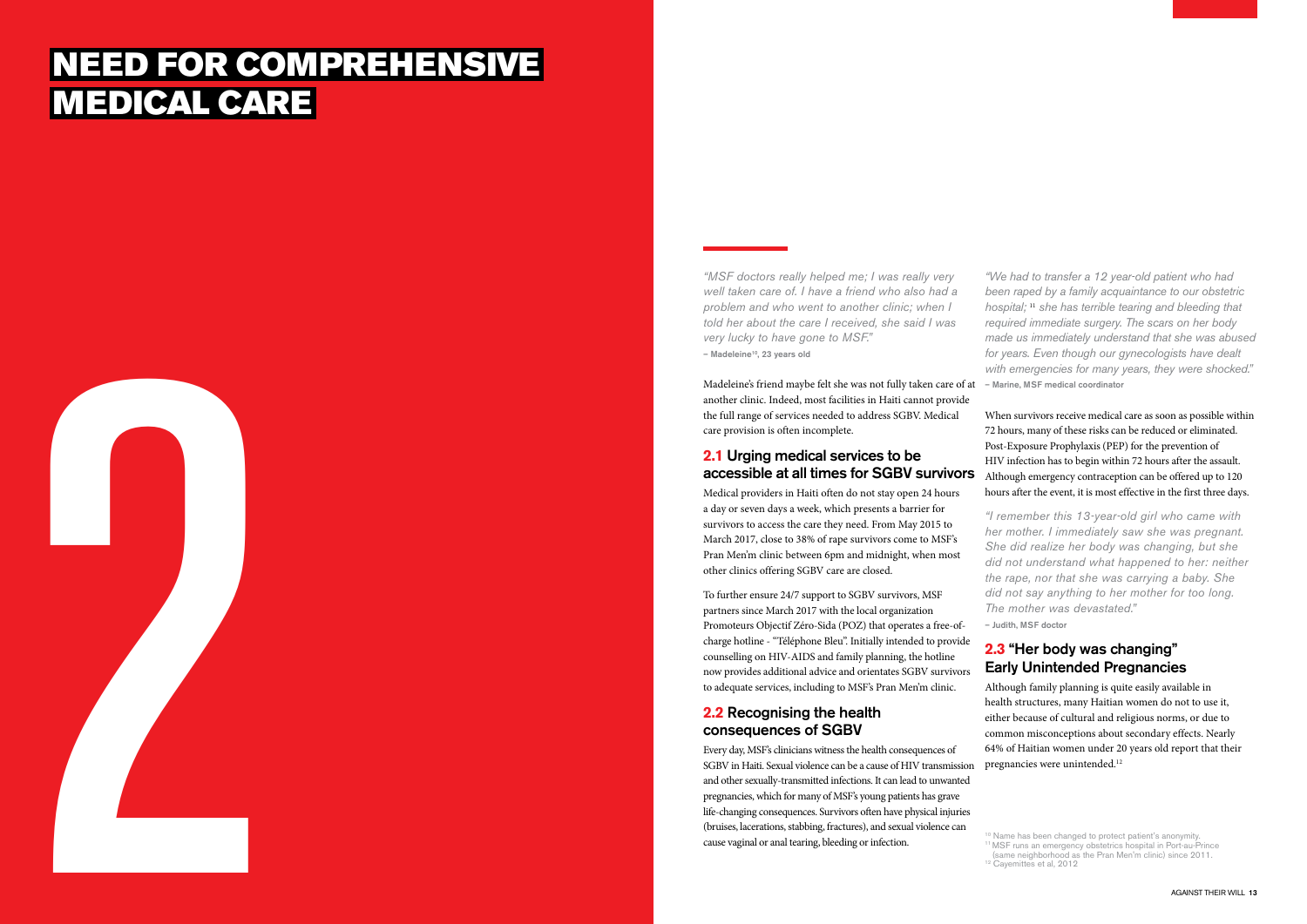# NEED FOR COMPREHENSIVE MEDICAL CARE

2

*"MSF doctors really helped me; I was really very well taken care of. I have a friend who also had a problem and who went to another clinic; when I told her about the care I received, she said I was very lucky to have gone to MSF."*
**– Madeleine[10], 23 years old**

Madeleine's friend maybe felt she was not fully taken care of at another clinic. Indeed, most facilities in Haiti cannot provide the full range of services needed to address SGBV. Medical care provision is often incomplete.

## 2.1 Urging medical services to be accessible at all times for SGBV survivors

Medical providers in Haiti often do not stay open 24 hours a day or seven days a week, which presents a barrier for survivors to access the care they need. From May 2015 to March 2017, close to 38% of rape survivors come to MSF's Pran Men'm clinic between 6pm and midnight, when most other clinics offering SGBV care are closed.

To further ensure 24/7 support to SGBV survivors, MSF partners since March 2017 with the local organization Promoteurs Objectif Zéro-Sida (POZ) that operates a free-of-charge hotline - "Téléphone Bleu". Initially intended to provide counselling on HIV-AIDS and family planning, the hotline now provides additional advice and orientates SGBV survivors to adequate services, including to MSF's Pran Men'm clinic.

## 2.2 Recognising the health consequences of SGBV

Every day, MSF's clinicians witness the health consequences of SGBV in Haiti. Sexual violence can be a cause of HIV transmission and other sexually-transmitted infections. It can lead to unwanted pregnancies, which for many of MSF's young patients has grave life-changing consequences. Survivors often have physical injuries (bruises, lacerations, stabbing, fractures), and sexual violence can cause vaginal or anal tearing, bleeding or infection.

*"We had to transfer a 12 year-old patient who had been raped by a family acquaintance to our obstetric hospital;[11] she has terrible tearing and bleeding that required immediate surgery. The scars on her body made us immediately understand that she was abused for years. Even though our gynecologists have dealt with emergencies for many years, they were shocked."*
**– Marine, MSF medical coordinator**

When survivors receive medical care as soon as possible within 72 hours, many of these risks can be reduced or eliminated. Post-Exposure Prophylaxis (PEP) for the prevention of HIV infection has to begin within 72 hours after the assault. Although emergency contraception can be offered up to 120 hours after the event, it is most effective in the first three days.

*"I remember this 13-year-old girl who came with her mother. I immediately saw she was pregnant. She did realize her body was changing, but she did not understand what happened to her: neither the rape, nor that she was carrying a baby. She did not say anything to her mother for too long. The mother was devastated."*
**– Judith, MSF doctor**

## 2.3 "Her body was changing" Early Unintended Pregnancies

Although family planning is quite easily available in health structures, many Haitian women do not to use it, either because of cultural and religious norms, or due to common misconceptions about secondary effects. Nearly 64% of Haitian women under 20 years old report that their pregnancies were unintended.[12]

[10] Name has been changed to protect patient's anonymity.
[11] MSF runs an emergency obstetrics hospital in Port-au-Prince (same neighborhood as the Pran Men'm clinic) since 2011.
[12] Cayemittes et al, 2012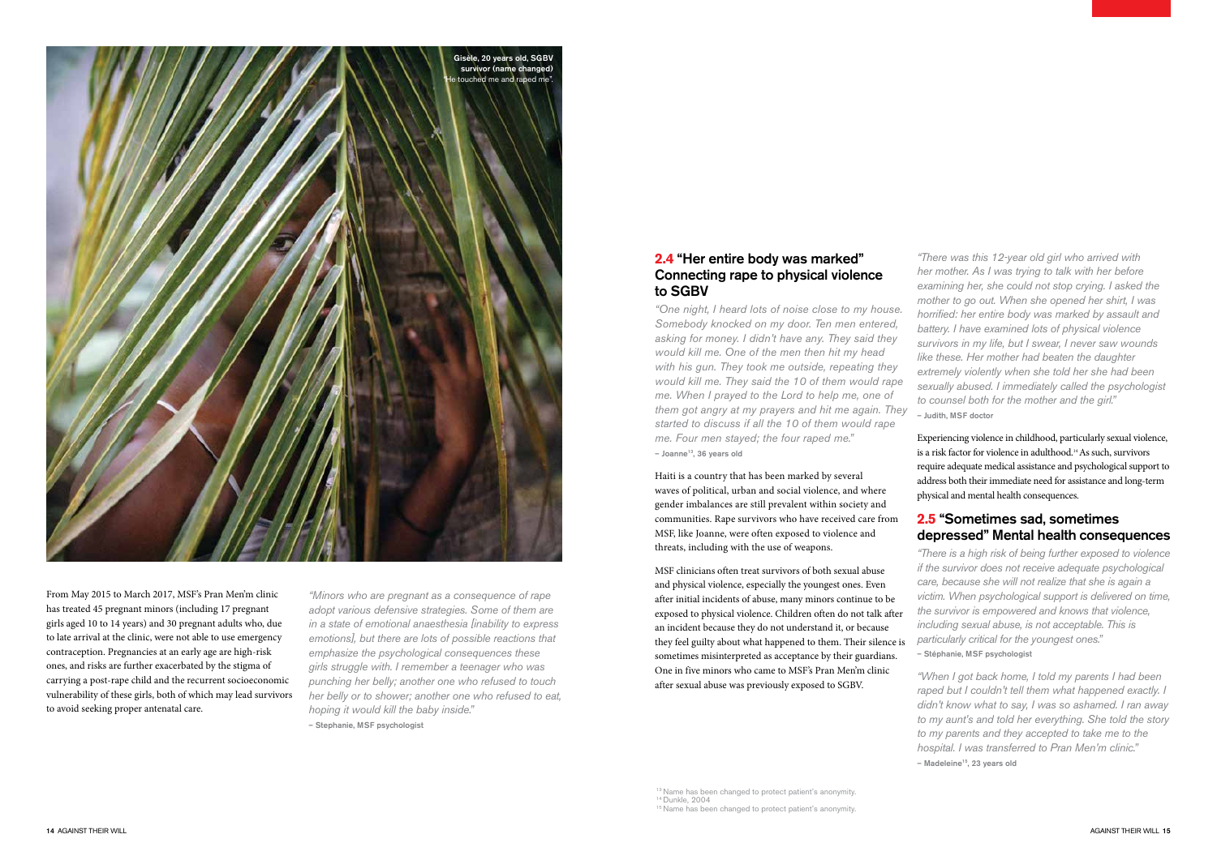Gisèle, 20 years old, SGBV survivor (name changed) "He touched me and raped me".

From May 2015 to March 2017, MSF's Pran Men'm clinic has treated 45 pregnant minors (including 17 pregnant girls aged 10 to 14 years) and 30 pregnant adults who, due to late arrival at the clinic, were not able to use emergency contraception. Pregnancies at an early age are high-risk ones, and risks are further exacerbated by the stigma of carrying a post-rape child and the recurrent socioeconomic vulnerability of these girls, both of which may lead survivors to avoid seeking proper antenatal care.

*"Minors who are pregnant as a consequence of rape adopt various defensive strategies. Some of them are in a state of emotional anaesthesia [inability to express emotions], but there are lots of possible reactions that emphasize the psychological consequences these girls struggle with. I remember a teenager who was punching her belly; another one who refused to touch her belly or to shower; another one who refused to eat, hoping it would kill the baby inside."*

**– Stephanie, MSF psychologist**

## 2.4 "Her entire body was marked" Connecting rape to physical violence to SGBV

*"One night, I heard lots of noise close to my house. Somebody knocked on my door. Ten men entered, asking for money. I didn't have any. They said they would kill me. One of the men then hit my head with his gun. They took me outside, repeating they would kill me. They said the 10 of them would rape me. When I prayed to the Lord to help me, one of them got angry at my prayers and hit me again. They started to discuss if all the 10 of them would rape me. Four men stayed; the four raped me."*

**– Joanne[13], 36 years old**

Haiti is a country that has been marked by several waves of political, urban and social violence, and where gender imbalances are still prevalent within society and communities. Rape survivors who have received care from MSF, like Joanne, were often exposed to violence and threats, including with the use of weapons.

MSF clinicians often treat survivors of both sexual abuse and physical violence, especially the youngest ones. Even after initial incidents of abuse, many minors continue to be exposed to physical violence. Children often do not talk after an incident because they do not understand it, or because they feel guilty about what happened to them. Their silence is sometimes misinterpreted as acceptance by their guardians. One in five minors who came to MSF's Pran Men'm clinic after sexual abuse was previously exposed to SGBV.

*"There was this 12-year old girl who arrived with her mother. As I was trying to talk with her before examining her, she could not stop crying. I asked the mother to go out. When she opened her shirt, I was horrified: her entire body was marked by assault and battery. I have examined lots of physical violence survivors in my life, but I swear, I never saw wounds like these. Her mother had beaten the daughter extremely violently when she told her she had been sexually abused. I immediately called the psychologist to counsel both for the mother and the girl."*

**– Judith, MSF doctor**

Experiencing violence in childhood, particularly sexual violence, is a risk factor for violence in adulthood.[14] As such, survivors require adequate medical assistance and psychological support to address both their immediate need for assistance and long-term physical and mental health consequences.

## 2.5 "Sometimes sad, sometimes depressed" Mental health consequences

*"There is a high risk of being further exposed to violence if the survivor does not receive adequate psychological care, because she will not realize that she is again a victim. When psychological support is delivered on time, the survivor is empowered and knows that violence, including sexual abuse, is not acceptable. This is particularly critical for the youngest ones."*

**– Stéphanie, MSF psychologist**

*"When I got back home, I told my parents I had been raped but I couldn't tell them what happened exactly. I didn't know what to say, I was so ashamed. I ran away to my aunt's and told her everything. She told the story to my parents and they accepted to take me to the hospital. I was transferred to Pran Men'm clinic."*

**– Madeleine[15], 23 years old**

[13] Name has been changed to protect patient's anonymity.
[14] Dunkle, 2004
[15] Name has been changed to protect patient's anonymity.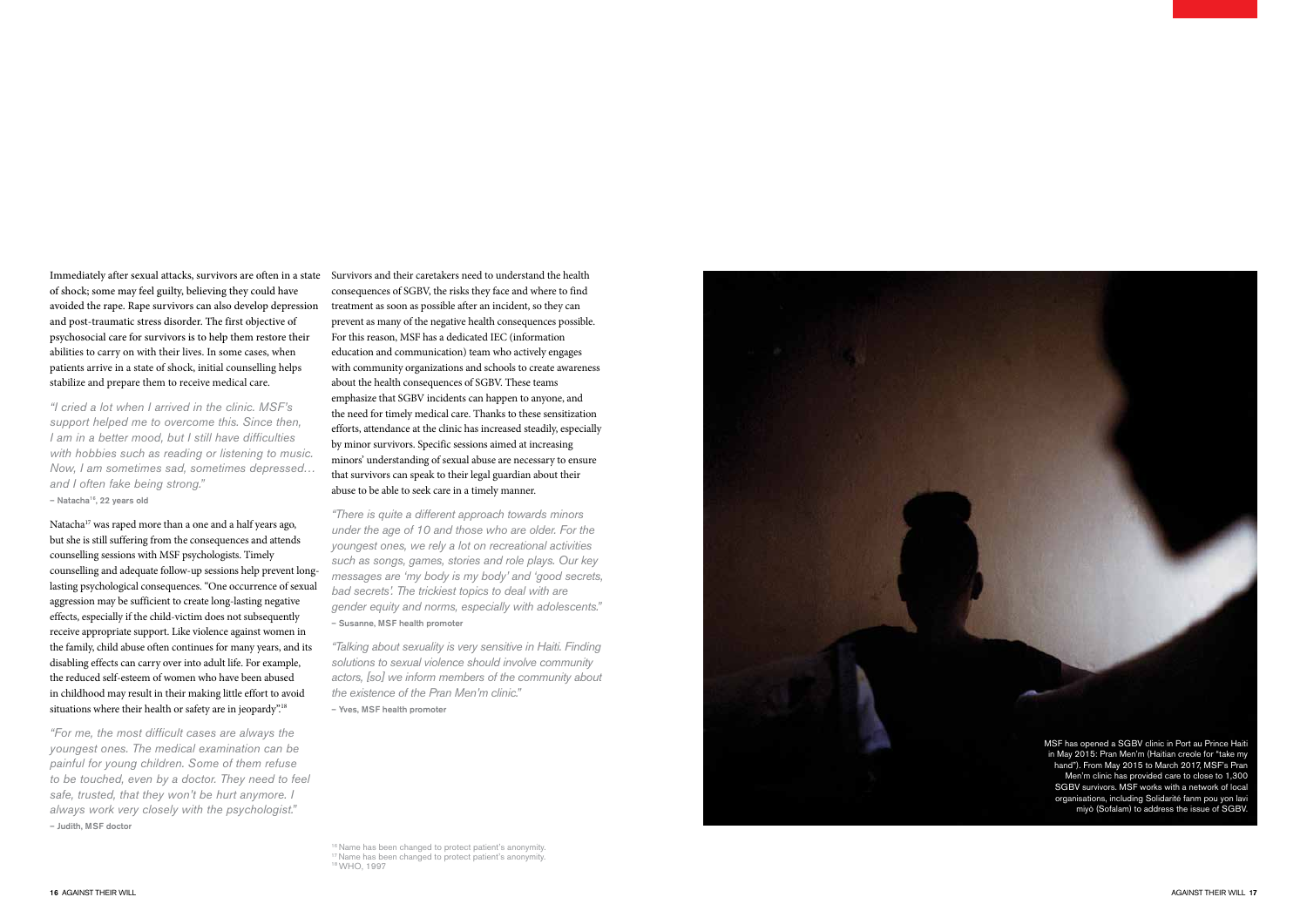Immediately after sexual attacks, survivors are often in a state of shock; some may feel guilty, believing they could have avoided the rape. Rape survivors can also develop depression and post-traumatic stress disorder. The first objective of psychosocial care for survivors is to help them restore their abilities to carry on with their lives. In some cases, when patients arrive in a state of shock, initial counselling helps stabilize and prepare them to receive medical care.

*"I cried a lot when I arrived in the clinic. MSF's support helped me to overcome this. Since then, I am in a better mood, but I still have difficulties with hobbies such as reading or listening to music. Now, I am sometimes sad, sometimes depressed… and I often fake being strong."*

**– Natacha[16], 22 years old**

Natacha[17] was raped more than a one and a half years ago, but she is still suffering from the consequences and attends counselling sessions with MSF psychologists. Timely counselling and adequate follow-up sessions help prevent long-lasting psychological consequences. "One occurrence of sexual aggression may be sufficient to create long-lasting negative effects, especially if the child-victim does not subsequently receive appropriate support. Like violence against women in the family, child abuse often continues for many years, and its disabling effects can carry over into adult life. For example, the reduced self-esteem of women who have been abused in childhood may result in their making little effort to avoid situations where their health or safety are in jeopardy".[18]

*"For me, the most difficult cases are always the youngest ones. The medical examination can be painful for young children. Some of them refuse to be touched, even by a doctor. They need to feel safe, trusted, that they won't be hurt anymore. I always work very closely with the psychologist."*

**– Judith, MSF doctor**

Survivors and their caretakers need to understand the health consequences of SGBV, the risks they face and where to find treatment as soon as possible after an incident, so they can prevent as many of the negative health consequences possible. For this reason, MSF has a dedicated IEC (information education and communication) team who actively engages with community organizations and schools to create awareness about the health consequences of SGBV. These teams emphasize that SGBV incidents can happen to anyone, and the need for timely medical care. Thanks to these sensitization efforts, attendance at the clinic has increased steadily, especially by minor survivors. Specific sessions aimed at increasing minors' understanding of sexual abuse are necessary to ensure that survivors can speak to their legal guardian about their abuse to be able to seek care in a timely manner.

*"There is quite a different approach towards minors under the age of 10 and those who are older. For the youngest ones, we rely a lot on recreational activities such as songs, games, stories and role plays. Our key messages are 'my body is my body' and 'good secrets, bad secrets'. The trickiest topics to deal with are gender equity and norms, especially with adolescents."*

**– Susanne, MSF health promoter**

*"Talking about sexuality is very sensitive in Haiti. Finding solutions to sexual violence should involve community actors, [so] we inform members of the community about the existence of the Pran Men'm clinic."*

**– Yves, MSF health promoter**

MSF has opened a SGBV clinic in Port au Prince Haiti in May 2015: Pran Men'm (Haitian creole for "take my hand"). From May 2015 to March 2017, MSF's Pran Men'm clinic has provided care to close to 1,300 SGBV survivors. MSF works with a network of local organisations, including Solidarité fanm pou yon lavi miyò (Sofalam) to address the issue of SGBV.

[16] Name has been changed to protect patient's anonymity.
[17] Name has been changed to protect patient's anonymity.
[18] WHO, 1997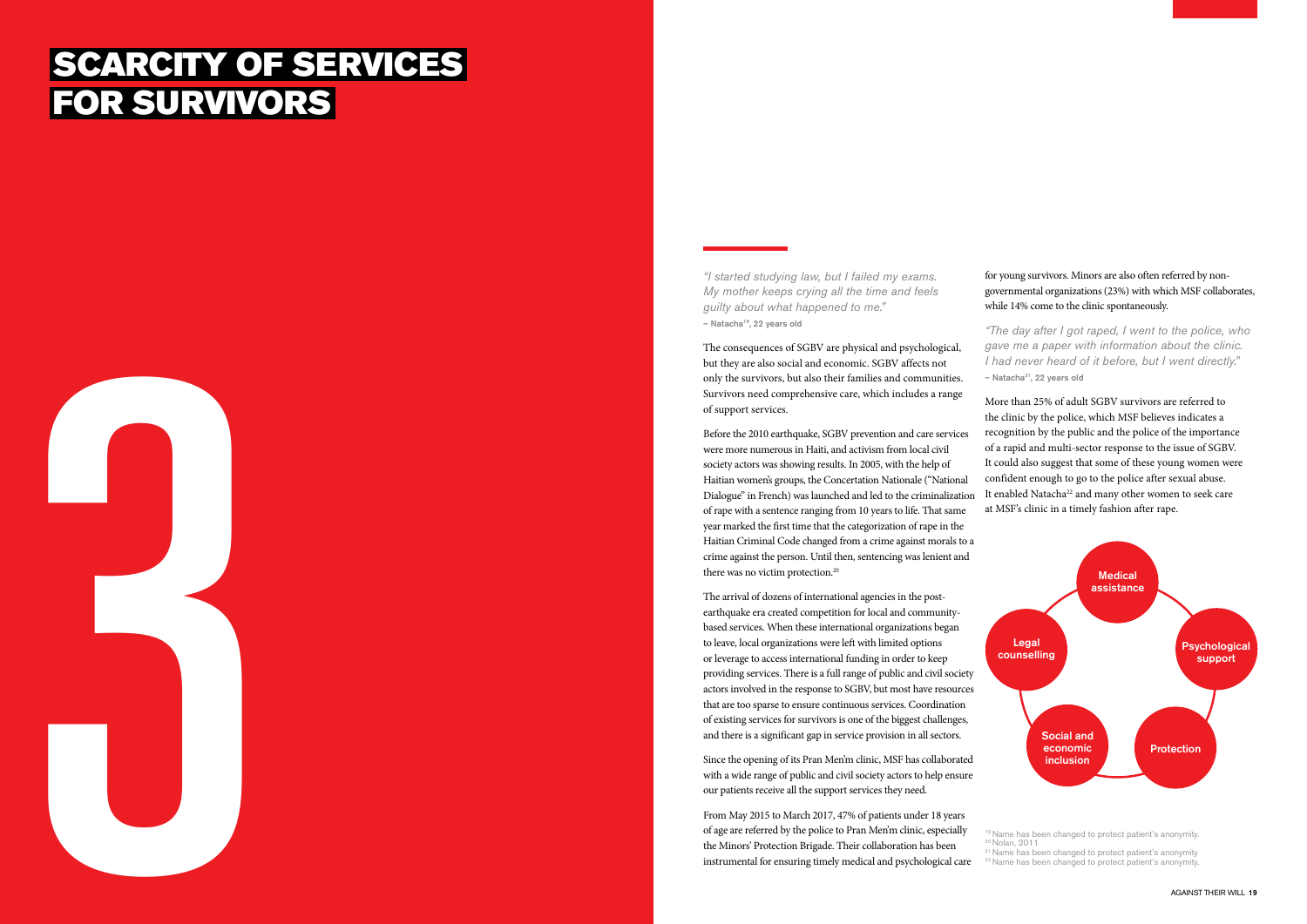# SCARCITY OF SERVICES FOR SURVIVORS

3

*"I started studying law, but I failed my exams. My mother keeps crying all the time and feels guilty about what happened to me."*
**– Natacha[19], 22 years old**

The consequences of SGBV are physical and psychological, but they are also social and economic. SGBV affects not only the survivors, but also their families and communities. Survivors need comprehensive care, which includes a range of support services.

Before the 2010 earthquake, SGBV prevention and care services were more numerous in Haiti, and activism from local civil society actors was showing results. In 2005, with the help of Haitian women's groups, the Concertation Nationale ("National Dialogue" in French) was launched and led to the criminalization of rape with a sentence ranging from 10 years to life. That same year marked the first time that the categorization of rape in the Haitian Criminal Code changed from a crime against morals to a crime against the person. Until then, sentencing was lenient and there was no victim protection.[20]

The arrival of dozens of international agencies in the post-earthquake era created competition for local and community-based services. When these international organizations began to leave, local organizations were left with limited options or leverage to access international funding in order to keep providing services. There is a full range of public and civil society actors involved in the response to SGBV, but most have resources that are too sparse to ensure continuous services. Coordination of existing services for survivors is one of the biggest challenges, and there is a significant gap in service provision in all sectors.

Since the opening of its Pran Men'm clinic, MSF has collaborated with a wide range of public and civil society actors to help ensure our patients receive all the support services they need.

From May 2015 to March 2017, 47% of patients under 18 years of age are referred by the police to Pran Men'm clinic, especially the Minors' Protection Brigade. Their collaboration has been instrumental for ensuring timely medical and psychological care for young survivors. Minors are also often referred by non-governmental organizations (23%) with which MSF collaborates, while 14% come to the clinic spontaneously.

*"The day after I got raped, I went to the police, who gave me a paper with information about the clinic. I had never heard of it before, but I went directly."*
**– Natacha[21], 22 years old**

More than 25% of adult SGBV survivors are referred to the clinic by the police, which MSF believes indicates a recognition by the public and the police of the importance of a rapid and multi-sector response to the issue of SGBV. It could also suggest that some of these young women were confident enough to go to the police after sexual abuse. It enabled Natacha[22] and many other women to seek care at MSF's clinic in a timely fashion after rape.

- Medical assistance
- Psychological support
- Protection
- Social and economic inclusion
- Legal counselling

[19] Name has been changed to protect patient's anonymity.
[20] Nolan, 2011
[21] Name has been changed to protect patient's anonymity
[22] Name has been changed to protect patient's anonymity.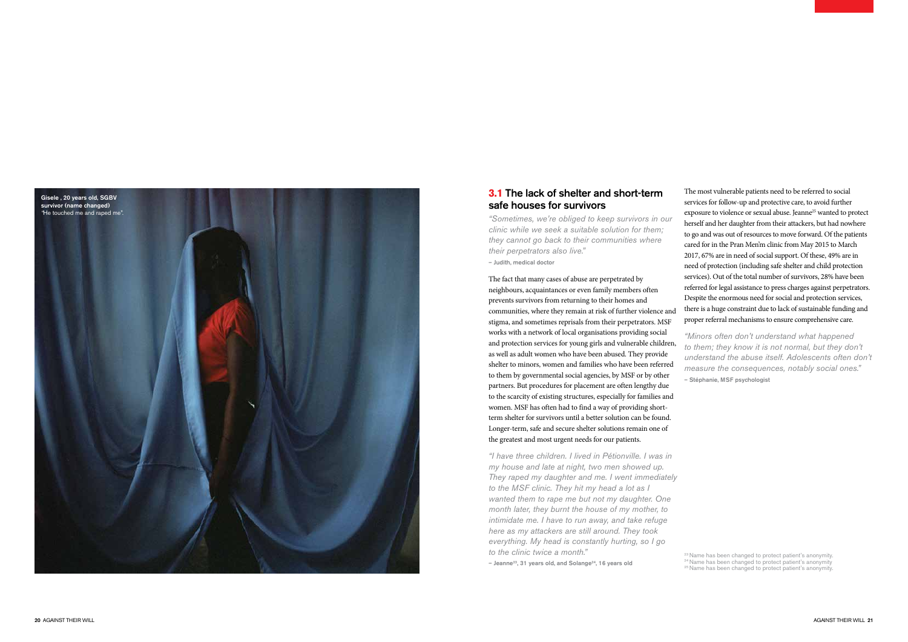Gisele , 20 years old, SGBV survivor (name changed)
"He touched me and raped me".

## 3.1 The lack of shelter and short-term safe houses for survivors

*"Sometimes, we're obliged to keep survivors in our clinic while we seek a suitable solution for them; they cannot go back to their communities where their perpetrators also live."*
– Judith, medical doctor

The fact that many cases of abuse are perpetrated by neighbours, acquaintances or even family members often prevents survivors from returning to their homes and communities, where they remain at risk of further violence and stigma, and sometimes reprisals from their perpetrators. MSF works with a network of local organisations providing social and protection services for young girls and vulnerable children, as well as adult women who have been abused. They provide shelter to minors, women and families who have been referred to them by governmental social agencies, by MSF or by other partners. But procedures for placement are often lengthy due to the scarcity of existing structures, especially for families and women. MSF has often had to find a way of providing short-term shelter for survivors until a better solution can be found. Longer-term, safe and secure shelter solutions remain one of the greatest and most urgent needs for our patients.

*"I have three children. I lived in Pétionville. I was in my house and late at night, two men showed up. They raped my daughter and me. I went immediately to the MSF clinic. They hit my head a lot as I wanted them to rape me but not my daughter. One month later, they burnt the house of my mother, to intimidate me. I have to run away, and take refuge here as my attackers are still around. They took everything. My head is constantly hurting, so I go to the clinic twice a month."*
– Jeanne[23], 31 years old, and Solange[24], 16 years old

The most vulnerable patients need to be referred to social services for follow-up and protective care, to avoid further exposure to violence or sexual abuse. Jeanne[25] wanted to protect herself and her daughter from their attackers, but had nowhere to go and was out of resources to move forward. Of the patients cared for in the Pran Men'm clinic from May 2015 to March 2017, 67% are in need of social support. Of these, 49% are in need of protection (including safe shelter and child protection services). Out of the total number of survivors, 28% have been referred for legal assistance to press charges against perpetrators. Despite the enormous need for social and protection services, there is a huge constraint due to lack of sustainable funding and proper referral mechanisms to ensure comprehensive care.

*"Minors often don't understand what happened to them; they know it is not normal, but they don't understand the abuse itself. Adolescents often don't measure the consequences, notably social ones."*
– Stéphanie, MSF psychologist

[23] Name has been changed to protect patient's anonymity.
[24] Name has been changed to protect patient's anonymity
[25] Name has been changed to protect patient's anonymity.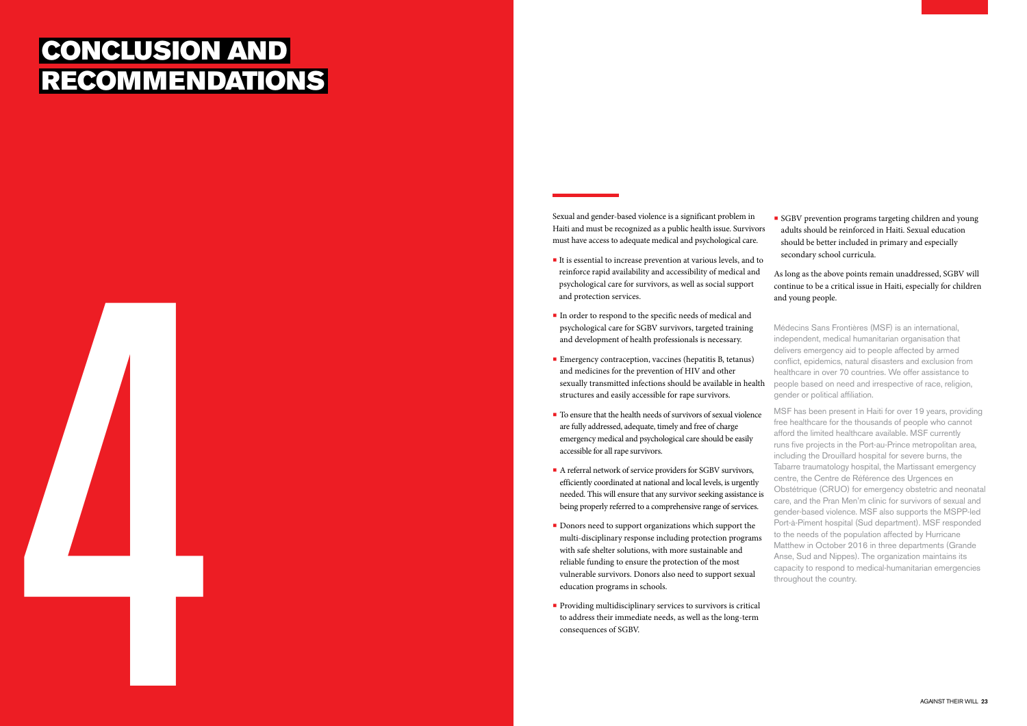# CONCLUSION AND RECOMMENDATIONS

4

Sexual and gender-based violence is a significant problem in Haiti and must be recognized as a public health issue. Survivors must have access to adequate medical and psychological care.

- It is essential to increase prevention at various levels, and to reinforce rapid availability and accessibility of medical and psychological care for survivors, as well as social support and protection services.
- In order to respond to the specific needs of medical and psychological care for SGBV survivors, targeted training and development of health professionals is necessary.
- Emergency contraception, vaccines (hepatitis B, tetanus) and medicines for the prevention of HIV and other sexually transmitted infections should be available in health structures and easily accessible for rape survivors.
- To ensure that the health needs of survivors of sexual violence are fully addressed, adequate, timely and free of charge emergency medical and psychological care should be easily accessible for all rape survivors.
- A referral network of service providers for SGBV survivors, efficiently coordinated at national and local levels, is urgently needed. This will ensure that any survivor seeking assistance is being properly referred to a comprehensive range of services.
- Donors need to support organizations which support the multi-disciplinary response including protection programs with safe shelter solutions, with more sustainable and reliable funding to ensure the protection of the most vulnerable survivors. Donors also need to support sexual education programs in schools.
- Providing multidisciplinary services to survivors is critical to address their immediate needs, as well as the long-term consequences of SGBV.
- SGBV prevention programs targeting children and young adults should be reinforced in Haiti. Sexual education should be better included in primary and especially secondary school curricula.

As long as the above points remain unaddressed, SGBV will continue to be a critical issue in Haiti, especially for children and young people.

Médecins Sans Frontières (MSF) is an international, independent, medical humanitarian organisation that delivers emergency aid to people affected by armed conflict, epidemics, natural disasters and exclusion from healthcare in over 70 countries. We offer assistance to people based on need and irrespective of race, religion, gender or political affiliation.

MSF has been present in Haiti for over 19 years, providing free healthcare for the thousands of people who cannot afford the limited healthcare available. MSF currently runs five projects in the Port-au-Prince metropolitan area, including the Drouillard hospital for severe burns, the Tabarre traumatology hospital, the Martissant emergency centre, the Centre de Référence des Urgences en Obstétrique (CRUO) for emergency obstetric and neonatal care, and the Pran Men'm clinic for survivors of sexual and gender-based violence. MSF also supports the MSPP-led Port-à-Piment hospital (Sud department). MSF responded to the needs of the population affected by Hurricane Matthew in October 2016 in three departments (Grande Anse, Sud and Nippes). The organization maintains its capacity to respond to medical-humanitarian emergencies throughout the country.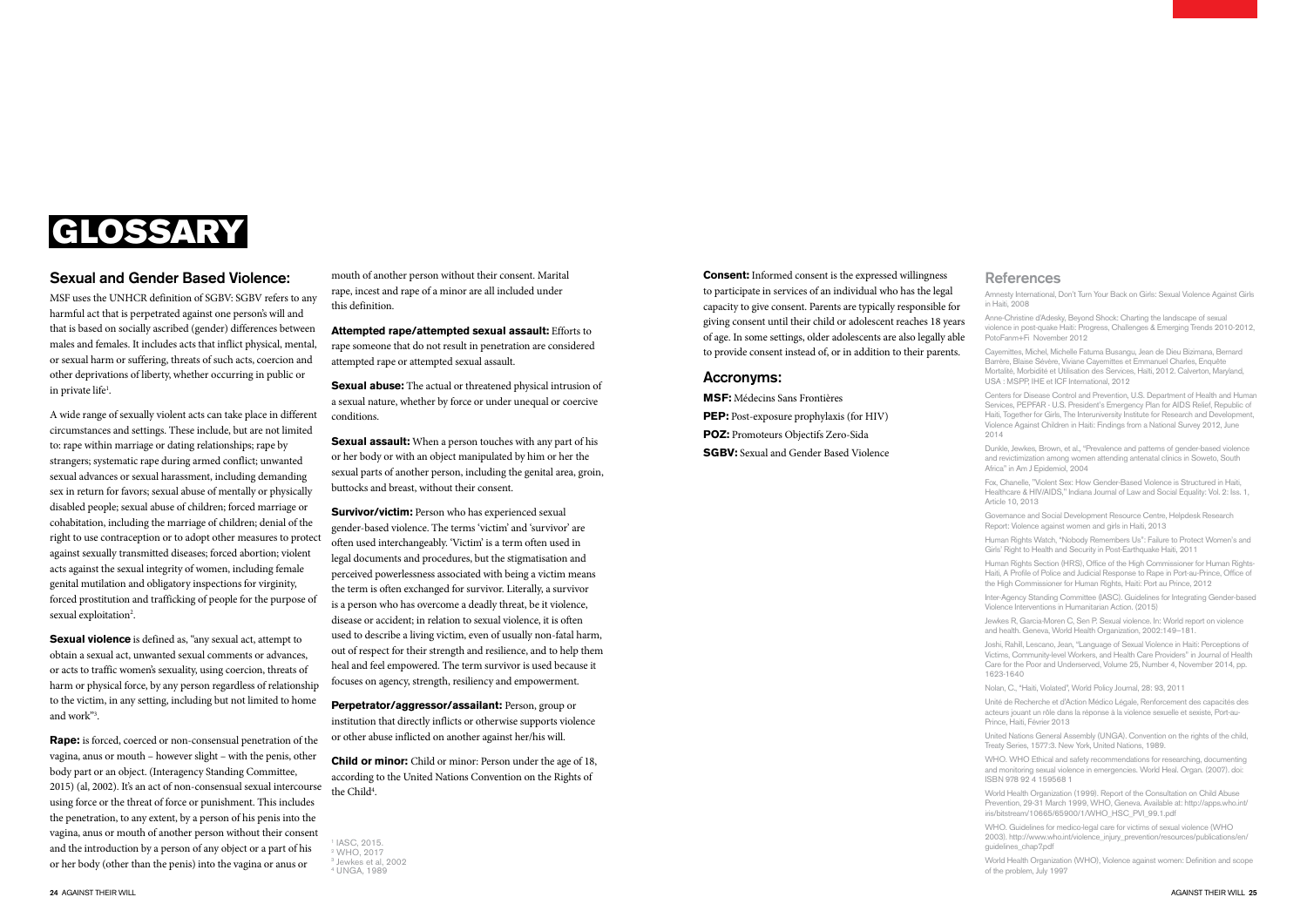# GLOSSARY

## Sexual and Gender Based Violence:

MSF uses the UNHCR definition of SGBV: SGBV refers to any harmful act that is perpetrated against one person's will and that is based on socially ascribed (gender) differences between males and females. It includes acts that inflict physical, mental, or sexual harm or suffering, threats of such acts, coercion and other deprivations of liberty, whether occurring in public or in private life[1].

A wide range of sexually violent acts can take place in different circumstances and settings. These include, but are not limited to: rape within marriage or dating relationships; rape by strangers; systematic rape during armed conflict; unwanted sexual advances or sexual harassment, including demanding sex in return for favors; sexual abuse of mentally or physically disabled people; sexual abuse of children; forced marriage or cohabitation, including the marriage of children; denial of the right to use contraception or to adopt other measures to protect against sexually transmitted diseases; forced abortion; violent acts against the sexual integrity of women, including female genital mutilation and obligatory inspections for virginity, forced prostitution and trafficking of people for the purpose of sexual exploitation[2].

**Sexual violence** is defined as, "any sexual act, attempt to obtain a sexual act, unwanted sexual comments or advances, or acts to traffic women's sexuality, using coercion, threats of harm or physical force, by any person regardless of relationship to the victim, in any setting, including but not limited to home and work"[3].

**Rape:** is forced, coerced or non-consensual penetration of the vagina, anus or mouth – however slight – with the penis, other body part or an object. (Interagency Standing Committee, 2015) (al, 2002). It's an act of non-consensual sexual intercourse using force or the threat of force or punishment. This includes the penetration, to any extent, by a person of his penis into the vagina, anus or mouth of another person without their consent and the introduction by a person of any object or a part of his or her body (other than the penis) into the vagina or anus or mouth of another person without their consent. Marital rape, incest and rape of a minor are all included under this definition.

**Attempted rape/attempted sexual assault:** Efforts to rape someone that do not result in penetration are considered attempted rape or attempted sexual assault.

**Sexual abuse:** The actual or threatened physical intrusion of a sexual nature, whether by force or under unequal or coercive conditions.

**Sexual assault:** When a person touches with any part of his or her body or with an object manipulated by him or her the sexual parts of another person, including the genital area, groin, buttocks and breast, without their consent.

**Survivor/victim:** Person who has experienced sexual gender-based violence. The terms 'victim' and 'survivor' are often used interchangeably. 'Victim' is a term often used in legal documents and procedures, but the stigmatisation and perceived powerlessness associated with being a victim means the term is often exchanged for survivor. Literally, a survivor is a person who has overcome a deadly threat, be it violence, disease or accident; in relation to sexual violence, it is often used to describe a living victim, even of usually non-fatal harm, out of respect for their strength and resilience, and to help them heal and feel empowered. The term survivor is used because it focuses on agency, strength, resiliency and empowerment.

**Perpetrator/aggressor/assailant:** Person, group or institution that directly inflicts or otherwise supports violence or other abuse inflicted on another against her/his will.

**Child or minor:** Child or minor: Person under the age of 18, according to the United Nations Convention on the Rights of the Child[4].

[1] IASC, 2015.
[2] WHO, 2017
[3] Jewkes et al, 2002
[4] UNGA, 1989

**Consent:** Informed consent is the expressed willingness to participate in services of an individual who has the legal capacity to give consent. Parents are typically responsible for giving consent until their child or adolescent reaches 18 years of age. In some settings, older adolescents are also legally able to provide consent instead of, or in addition to their parents.

## Accronyms:

**MSF:** Médecins Sans Frontières

**PEP:** Post-exposure prophylaxis (for HIV)

**POZ:** Promoteurs Objectifs Zero-Sida

**SGBV:** Sexual and Gender Based Violence

## References

Amnesty International, Don't Turn Your Back on Girls: Sexual Violence Against Girls in Haiti, 2008

Anne-Christine d'Adesky, Beyond Shock: Charting the landscape of sexual violence in post-quake Haiti: Progress, Challenges & Emerging Trends 2010-2012, PotoFanm+Fi November 2012

Cayemittes, Michel, Michelle Fatuma Busangu, Jean de Dieu Bizimana, Bernard Barrère, Blaise Sévère, Viviane Cayemittes et Emmanuel Charles, Enquête Mortalité, Morbidité et Utilisation des Services, Haïti, 2012. Calverton, Maryland, USA : MSPP, IHE et ICF International, 2012

Centers for Disease Control and Prevention, U.S. Department of Health and Human Services, PEPFAR - U.S. President's Emergency Plan for AIDS Relief, Republic of Haiti, Together for Girls, The Interuniversity Institute for Research and Development, Violence Against Children in Haiti: Findings from a National Survey 2012, June 2014

Dunkle, Jewkes, Brown, et al., "Prevalence and patterns of gender-based violence and revictimization among women attending antenatal clinics in Soweto, South Africa" in Am J Epidemiol, 2004

Fox, Chanelle, "Violent Sex: How Gender-Based Violence is Structured in Haiti, Healthcare & HIV/AIDS," Indiana Journal of Law and Social Equality: Vol. 2: Iss. 1, Article 10, 2013

Governance and Social Development Resource Centre, Helpdesk Research Report: Violence against women and girls in Haiti, 2013

Human Rights Watch, "Nobody Remembers Us": Failure to Protect Women's and Girls' Right to Health and Security in Post-Earthquake Haiti, 2011

Human Rights Section (HRS), Office of the High Commissioner for Human Rights-Haiti, A Profile of Police and Judicial Response to Rape in Port-au-Prince, Office of the High Commissioner for Human Rights, Haiti: Port au Prince, 2012

Inter-Agency Standing Committee (IASC). Guidelines for Integrating Gender-based Violence Interventions in Humanitarian Action. (2015)

Jewkes R, Garcia-Moren C, Sen P. Sexual violence. In: World report on violence and health. Geneva, World Health Organization, 2002:149–181.

Joshi, Rahill, Lescano, Jean, "Language of Sexual Violence in Haiti: Perceptions of Victims, Community-level Workers, and Health Care Providers" in Journal of Health Care for the Poor and Underserved, Volume 25, Number 4, November 2014, pp. 1623-1640

Nolan, C., "Haiti, Violated", World Policy Journal, 28: 93, 2011

Unité de Recherche et d'Action Médico Légale, Renforcement des capacités des acteurs jouant un rôle dans la réponse à la violence sexuelle et sexiste, Port-au-Prince, Haiti, Février 2013

United Nations General Assembly (UNGA). Convention on the rights of the child, Treaty Series, 1577:3. New York, United Nations, 1989.

WHO. WHO Ethical and safety recommendations for researching, documenting and monitoring sexual violence in emergencies. World Heal. Organ. (2007). doi: ISBN 978 92 4 159568 1

World Health Organization (1999). Report of the Consultation on Child Abuse Prevention, 29-31 March 1999, WHO, Geneva. Available at: http://apps.who.int/iris/bitstream/10665/65900/1/WHO_HSC_PVI_99.1.pdf

WHO. Guidelines for medico-legal care for victims of sexual violence (WHO 2003). http://www.who.int/violence_injury_prevention/resources/publications/en/guidelines_chap7.pdf

World Health Organization (WHO), Violence against women: Definition and scope of the problem, July 1997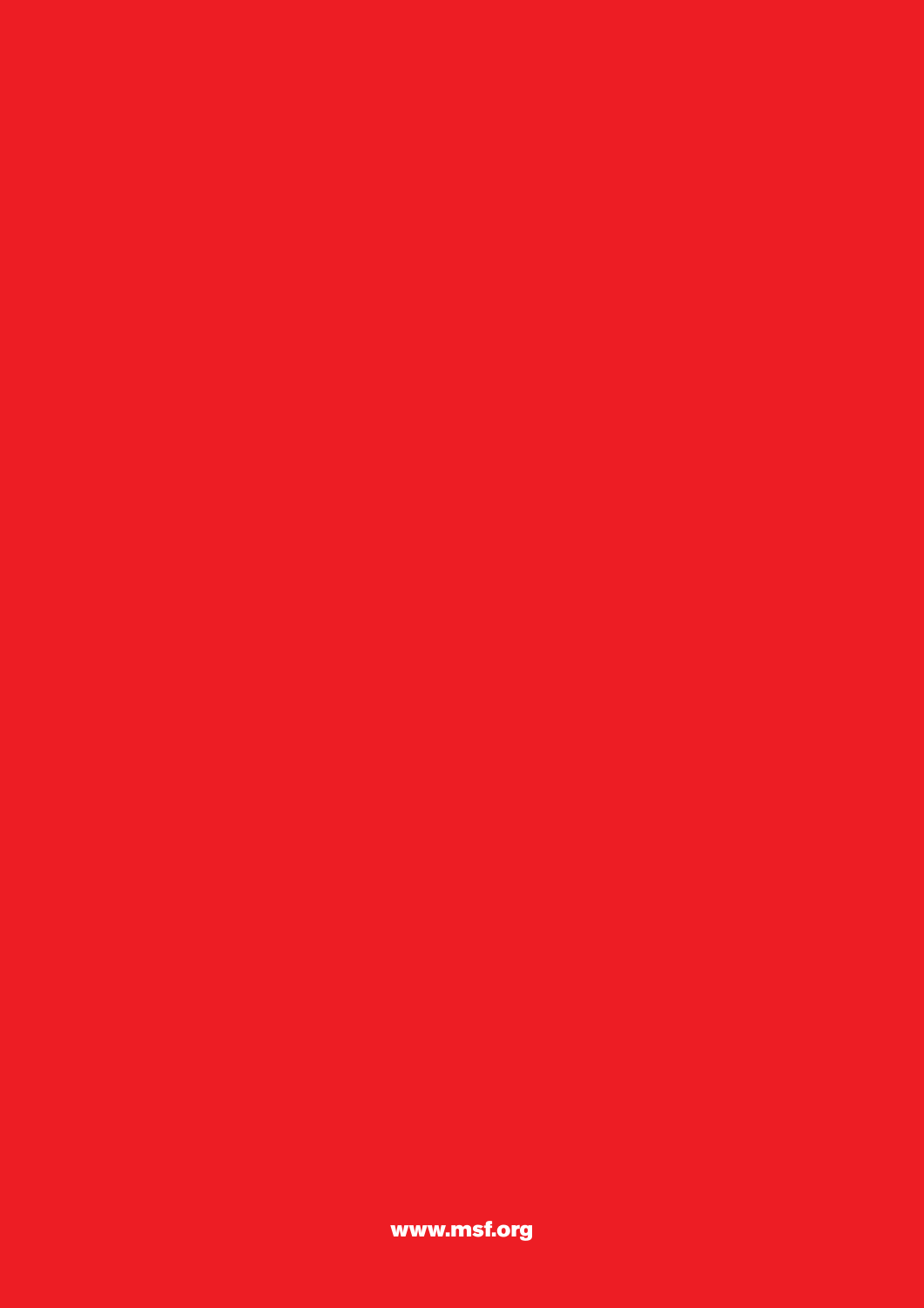**www.msf.org**